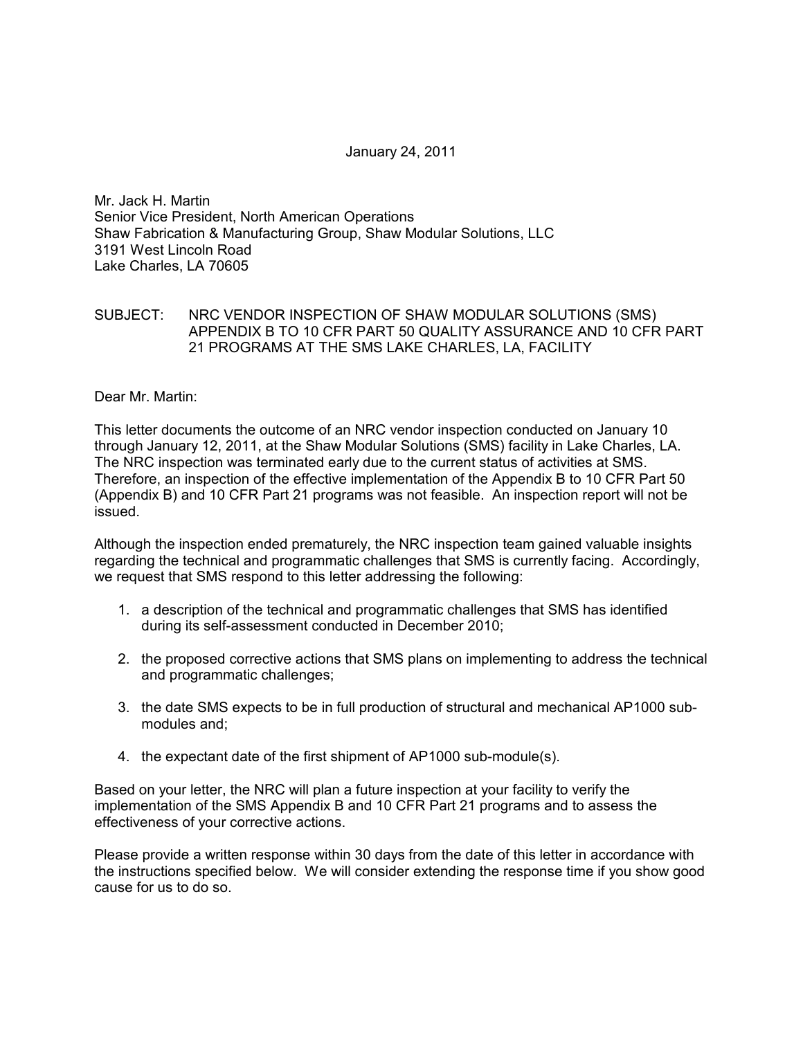January 24, 2011

Mr. Jack H. Martin
Senior Vice President, North American Operations
Shaw Fabrication & Manufacturing Group, Shaw Modular Solutions, LLC
3191 West Lincoln Road
Lake Charles, LA 70605

SUBJECT: NRC VENDOR INSPECTION OF SHAW MODULAR SOLUTIONS (SMS) APPENDIX B TO 10 CFR PART 50 QUALITY ASSURANCE AND 10 CFR PART 21 PROGRAMS AT THE SMS LAKE CHARLES, LA, FACILITY

Dear Mr. Martin:

This letter documents the outcome of an NRC vendor inspection conducted on January 10 through January 12, 2011, at the Shaw Modular Solutions (SMS) facility in Lake Charles, LA. The NRC inspection was terminated early due to the current status of activities at SMS. Therefore, an inspection of the effective implementation of the Appendix B to 10 CFR Part 50 (Appendix B) and 10 CFR Part 21 programs was not feasible. An inspection report will not be issued.

Although the inspection ended prematurely, the NRC inspection team gained valuable insights regarding the technical and programmatic challenges that SMS is currently facing. Accordingly, we request that SMS respond to this letter addressing the following:

1. a description of the technical and programmatic challenges that SMS has identified during its self-assessment conducted in December 2010;
2. the proposed corrective actions that SMS plans on implementing to address the technical and programmatic challenges;
3. the date SMS expects to be in full production of structural and mechanical AP1000 sub-modules and;
4. the expectant date of the first shipment of AP1000 sub-module(s).

Based on your letter, the NRC will plan a future inspection at your facility to verify the implementation of the SMS Appendix B and 10 CFR Part 21 programs and to assess the effectiveness of your corrective actions.

Please provide a written response within 30 days from the date of this letter in accordance with the instructions specified below. We will consider extending the response time if you show good cause for us to do so.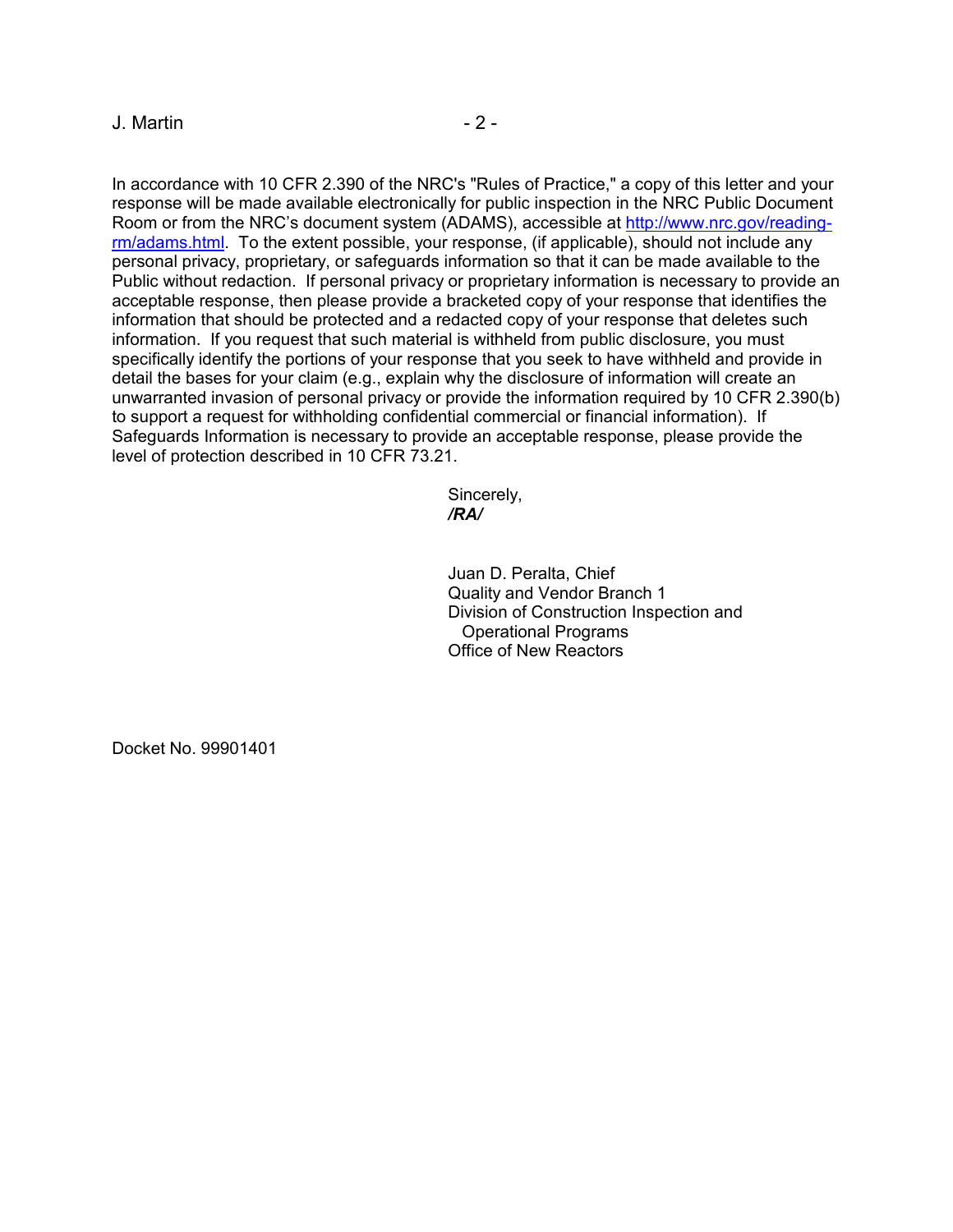In accordance with 10 CFR 2.390 of the NRC's "Rules of Practice," a copy of this letter and your response will be made available electronically for public inspection in the NRC Public Document Room or from the NRC's document system (ADAMS), accessible at [http://www.nrc.gov/reading-rm/adams.html](http://www.nrc.gov/reading-rm/adams.html). To the extent possible, your response, (if applicable), should not include any personal privacy, proprietary, or safeguards information so that it can be made available to the Public without redaction. If personal privacy or proprietary information is necessary to provide an acceptable response, then please provide a bracketed copy of your response that identifies the information that should be protected and a redacted copy of your response that deletes such information. If you request that such material is withheld from public disclosure, you must specifically identify the portions of your response that you seek to have withheld and provide in detail the bases for your claim (e.g., explain why the disclosure of information will create an unwarranted invasion of personal privacy or provide the information required by 10 CFR 2.390(b) to support a request for withholding confidential commercial or financial information). If Safeguards Information is necessary to provide an acceptable response, please provide the level of protection described in 10 CFR 73.21.

Sincerely,
***/RA/***

Juan D. Peralta, Chief
Quality and Vendor Branch 1
Division of Construction Inspection and
Operational Programs
Office of New Reactors

Docket No. 99901401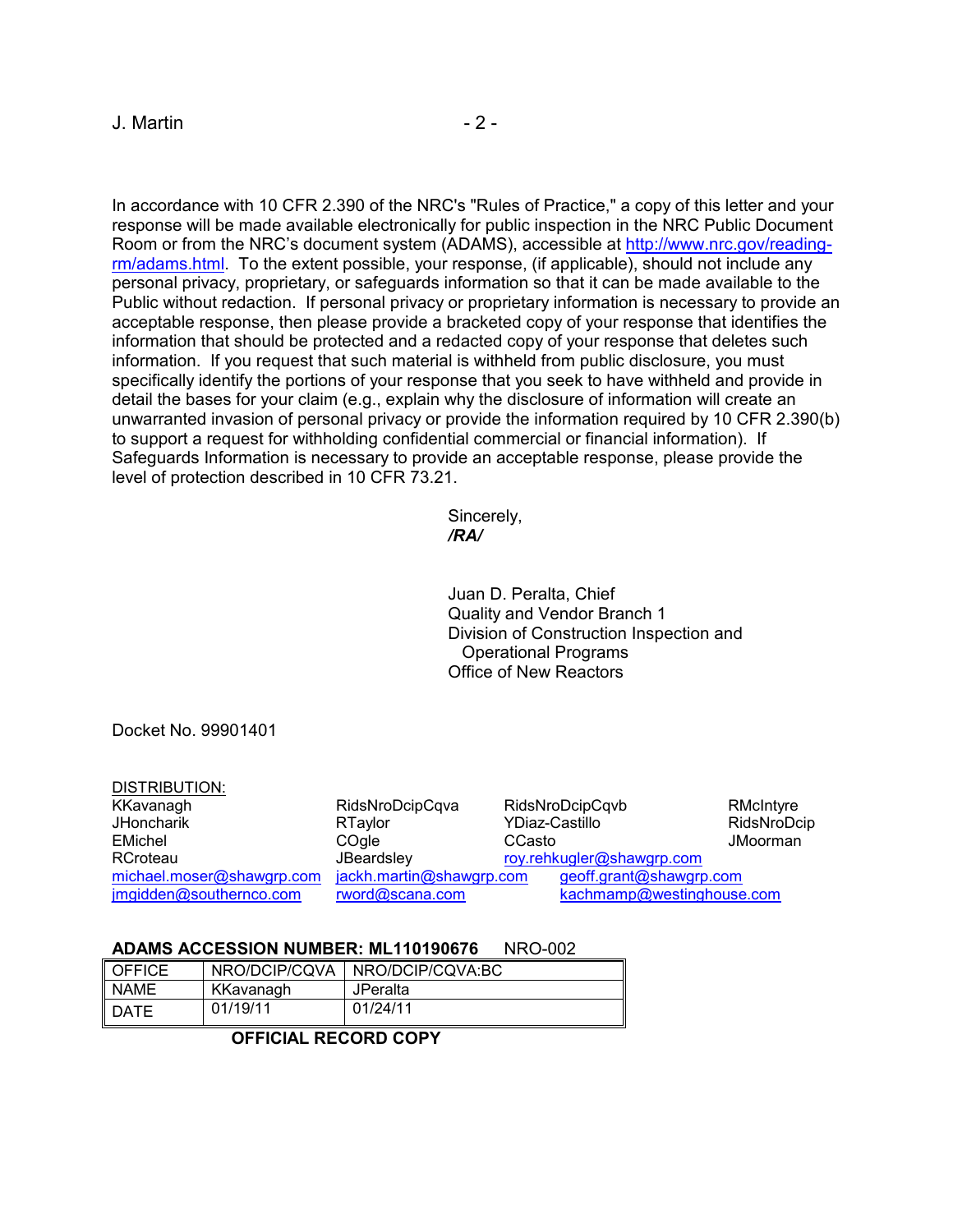In accordance with 10 CFR 2.390 of the NRC's "Rules of Practice," a copy of this letter and your response will be made available electronically for public inspection in the NRC Public Document Room or from the NRC's document system (ADAMS), accessible at http://www.nrc.gov/reading-rm/adams.html. To the extent possible, your response, (if applicable), should not include any personal privacy, proprietary, or safeguards information so that it can be made available to the Public without redaction. If personal privacy or proprietary information is necessary to provide an acceptable response, then please provide a bracketed copy of your response that identifies the information that should be protected and a redacted copy of your response that deletes such information. If you request that such material is withheld from public disclosure, you must specifically identify the portions of your response that you seek to have withheld and provide in detail the bases for your claim (e.g., explain why the disclosure of information will create an unwarranted invasion of personal privacy or provide the information required by 10 CFR 2.390(b) to support a request for withholding confidential commercial or financial information). If Safeguards Information is necessary to provide an acceptable response, please provide the level of protection described in 10 CFR 73.21.

Sincerely,
***/RA/***

Juan D. Peralta, Chief
Quality and Vendor Branch 1
Division of Construction Inspection and
Operational Programs
Office of New Reactors

Docket No. 99901401

DISTRIBUTION:

| | | | |
|---|---|---|---|
| KKavanagh | RidsNroDcipCqva | RidsNroDcipCqvb | RMcIntyre |
| JHoncharik | RTaylor | YDiaz-Castillo | RidsNroDcip |
| EMichel | COgle | CCasto | JMoorman |
| RCroteau | JBeardsley | roy.rehkugler@shawgrp.com | |
| michael.moser@shawgrp.com | jackh.martin@shawgrp.com | geoff.grant@shawgrp.com | |
| jmgidden@southernco.com | rword@scana.com | kachmamp@westinghouse.com | |

**ADAMS ACCESSION NUMBER: ML110190676** NRO-002

| OFFICE | NRO/DCIP/CQVA | NRO/DCIP/CQVA:BC |
|---|---|---|
| NAME | KKavanagh | JPeralta |
| DATE | 01/19/11 | 01/24/11 |

**OFFICIAL RECORD COPY**